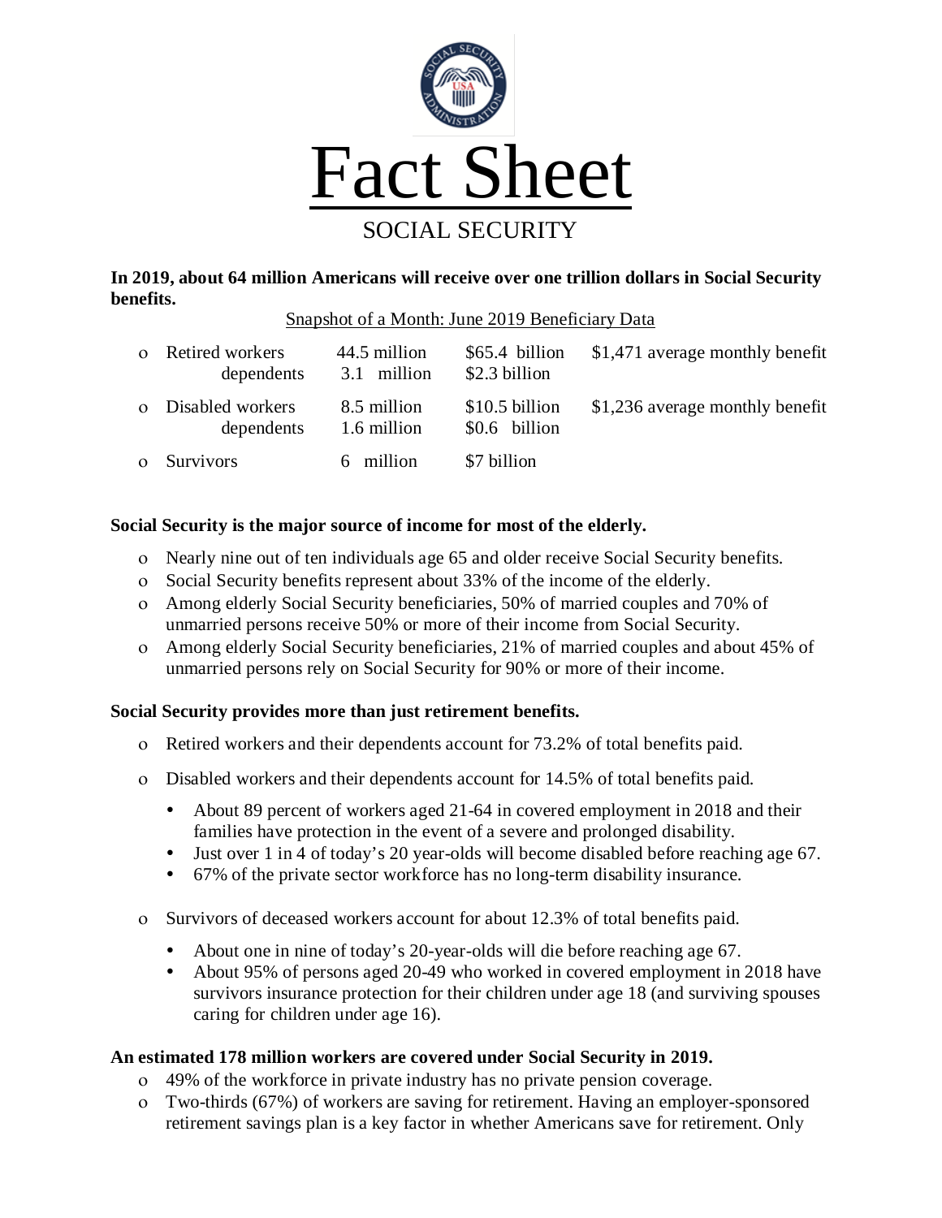# Fact Sheet

## SOCIAL SECURITY

**In 2019, about 64 million Americans will receive over one trillion dollars in Social Security benefits.**

Snapshot of a Month: June 2019 Beneficiary Data

| | | | |
|---|---|---|---|
| Retired workers | 44.5 million | $65.4 billion | $1,471 average monthly benefit |
| dependents | 3.1 million | $2.3 billion | |
| Disabled workers | 8.5 million | $10.5 billion | $1,236 average monthly benefit |
| dependents | 1.6 million | $0.6 billion | |
| Survivors | 6 million | $7 billion | |

**Social Security is the major source of income for most of the elderly.**

- Nearly nine out of ten individuals age 65 and older receive Social Security benefits.
- Social Security benefits represent about 33% of the income of the elderly.
- Among elderly Social Security beneficiaries, 50% of married couples and 70% of unmarried persons receive 50% or more of their income from Social Security.
- Among elderly Social Security beneficiaries, 21% of married couples and about 45% of unmarried persons rely on Social Security for 90% or more of their income.

**Social Security provides more than just retirement benefits.**

- Retired workers and their dependents account for 73.2% of total benefits paid.
- Disabled workers and their dependents account for 14.5% of total benefits paid.
  - About 89 percent of workers aged 21-64 in covered employment in 2018 and their families have protection in the event of a severe and prolonged disability.
  - Just over 1 in 4 of today's 20 year-olds will become disabled before reaching age 67.
  - 67% of the private sector workforce has no long-term disability insurance.
- Survivors of deceased workers account for about 12.3% of total benefits paid.
  - About one in nine of today's 20-year-olds will die before reaching age 67.
  - About 95% of persons aged 20-49 who worked in covered employment in 2018 have survivors insurance protection for their children under age 18 (and surviving spouses caring for children under age 16).

**An estimated 178 million workers are covered under Social Security in 2019.**

- 49% of the workforce in private industry has no private pension coverage.
- Two-thirds (67%) of workers are saving for retirement. Having an employer-sponsored retirement savings plan is a key factor in whether Americans save for retirement. Only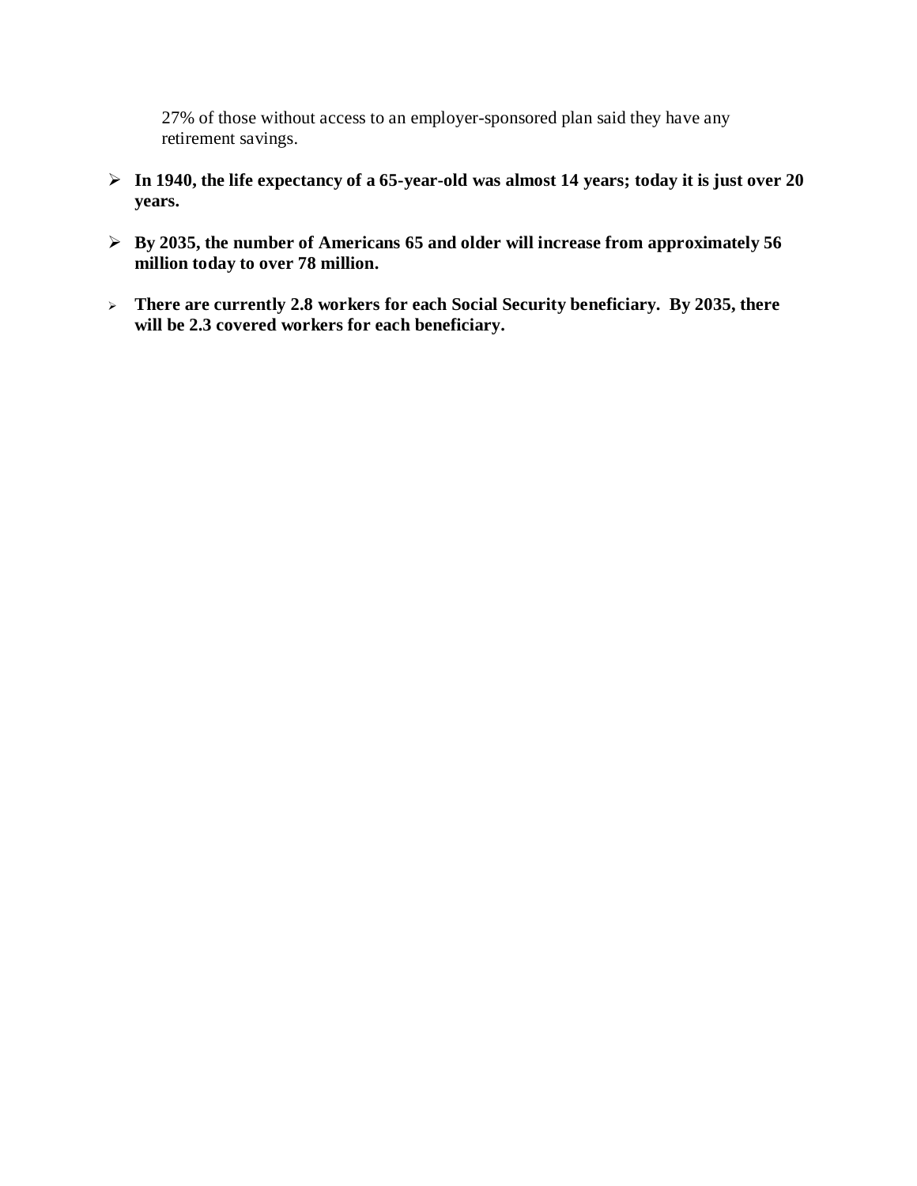27% of those without access to an employer-sponsored plan said they have any retirement savings.

- **In 1940, the life expectancy of a 65-year-old was almost 14 years; today it is just over 20 years.**
- **By 2035, the number of Americans 65 and older will increase from approximately 56 million today to over 78 million.**
- **There are currently 2.8 workers for each Social Security beneficiary. By 2035, there will be 2.3 covered workers for each beneficiary.**